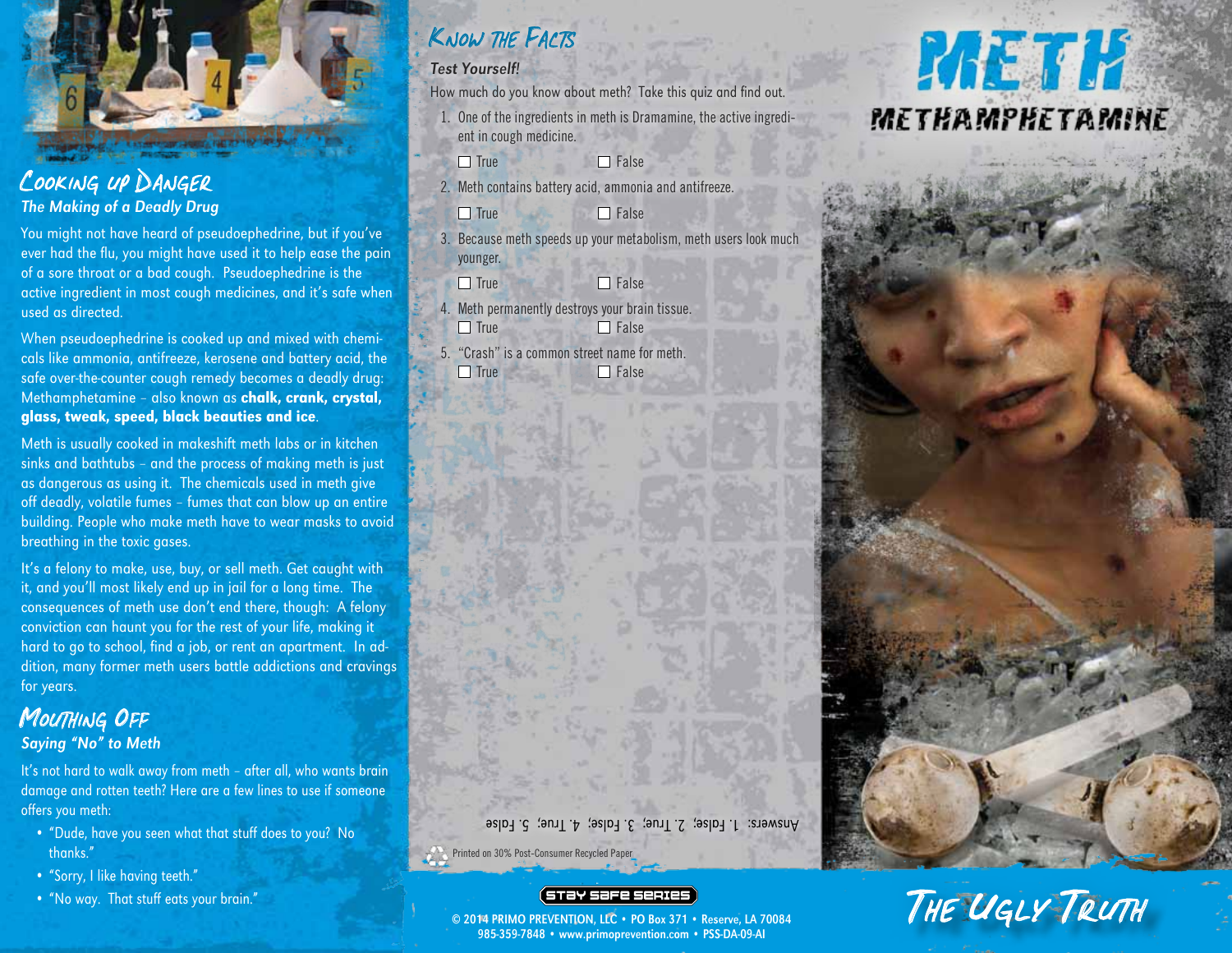## Cooking up Danger

### *The Making of a Deadly Drug*

You might not have heard of pseudoephedrine, but if you've ever had the flu, you might have used it to help ease the pain of a sore throat or a bad cough. Pseudoephedrine is the active ingredient in most cough medicines, and it's safe when used as directed.

When pseudoephedrine is cooked up and mixed with chemicals like ammonia, antifreeze, kerosene and battery acid, the safe over-the-counter cough remedy becomes a deadly drug: Methamphetamine – also known as **chalk, crank, crystal, glass, tweak, speed, black beauties and ice**.

Meth is usually cooked in makeshift meth labs or in kitchen sinks and bathtubs – and the process of making meth is just as dangerous as using it. The chemicals used in meth give off deadly, volatile fumes – fumes that can blow up an entire building. People who make meth have to wear masks to avoid breathing in the toxic gases.

It's a felony to make, use, buy, or sell meth. Get caught with it, and you'll most likely end up in jail for a long time. The consequences of meth use don't end there, though: A felony conviction can haunt you for the rest of your life, making it hard to go to school, find a job, or rent an apartment. In addition, many former meth users battle addictions and cravings for years.

## Mouthing Off

### *Saying "No" to Meth*

It's not hard to walk away from meth – after all, who wants brain damage and rotten teeth? Here are a few lines to use if someone offers you meth:

- "Dude, have you seen what that stuff does to you? No thanks."
- "Sorry, I like having teeth."
- "No way. That stuff eats your brain."

## Know the Facts

### *Test Yourself!*

How much do you know about meth? Take this quiz and find out.

1. One of the ingredients in meth is Dramamine, the active ingredient in cough medicine.
   ☐ True ☐ False
2. Meth contains battery acid, ammonia and antifreeze.
   ☐ True ☐ False
3. Because meth speeds up your metabolism, meth users look much younger.
   ☐ True ☐ False
4. Meth permanently destroys your brain tissue.
   ☐ True ☐ False
5. "Crash" is a common street name for meth.
   ☐ True ☐ False

Answers: 1. False; 2. True; 3. False; 4. True; 5. False

Printed on 30% Post-Consumer Recycled Paper

Stay Safe Series

© 2014 PRIMO PREVENTION, LLC • PO Box 371 • Reserve, LA 70084
985-359-7848 • www.primoprevention.com • PSS-DA-09-AI

# METH

## METHAMPHETAMINE

## The Ugly Truth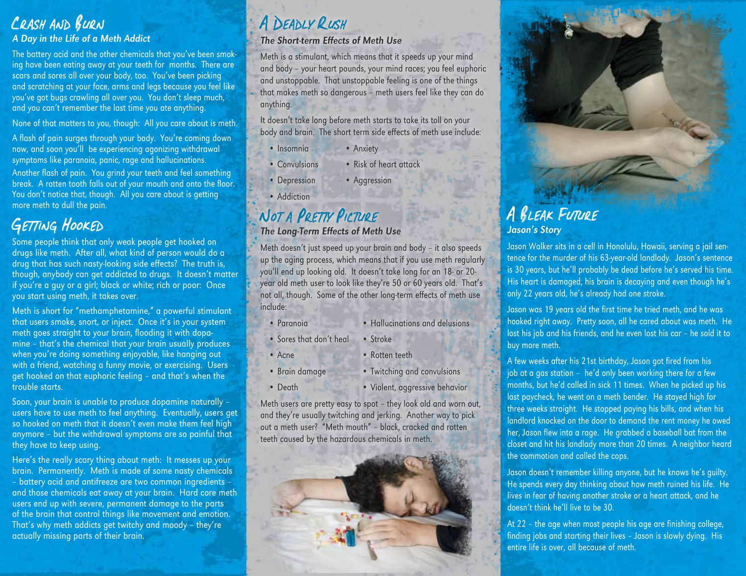## Crash and Burn

### *A Day in the Life of a Meth Addict*

The battery acid and the other chemicals that you've been smoking have been eating away at your teeth for months. There are scars and sores all over your body, too. You've been picking and scratching at your face, arms and legs because you feel like you've got bugs crawling all over you. You don't sleep much, and you can't remember the last time you ate anything.

None of that matters to you, though: All you care about is meth.

A flash of pain surges through your body. You're coming down now, and soon you'll be experiencing agonizing withdrawal symptoms like paranoia, panic, rage and hallucinations.

Another flash of pain. You grind your teeth and feel something break. A rotten tooth falls out of your mouth and onto the floor. You don't notice that, though. All you care about is getting more meth to dull the pain.

## Getting Hooked

Some people think that only weak people get hooked on drugs like meth. After all, what kind of person would do a drug that has such nasty-looking side effects? The truth is, though, anybody can get addicted to drugs. It doesn't matter if you're a guy or a girl; black or white; rich or poor: Once you start using meth, it takes over.

Meth is short for "methamphetamine," a powerful stimulant that users smoke, snort, or inject. Once it's in your system meth goes straight to your brain, flooding it with dopamine – that's the chemical that your brain usually produces when you're doing something enjoyable, like hanging out with a friend, watching a funny movie, or exercising. Users get hooked on that euphoric feeling – and that's when the trouble starts.

Soon, your brain is unable to produce dopamine naturally – users have to use meth to feel anything. Eventually, users get so hooked on meth that it doesn't even make them feel high anymore – but the withdrawal symptoms are so painful that they have to keep using.

Here's the really scary thing about meth: It messes up your brain. Permanently. Meth is made of some nasty chemicals – battery acid and antifreeze are two common ingredients – and those chemicals eat away at your brain. Hard core meth users end up with severe, permanent damage to the parts of the brain that control things like movement and emotion. That's why meth addicts get twitchy and moody – they're actually missing parts of their brain.

## A Deadly Rush

### *The Short-term Effects of Meth Use*

Meth is a stimulant, which means that it speeds up your mind and body – your heart pounds, your mind races; you feel euphoric and unstoppable. That unstoppable feeling is one of the things that makes meth so dangerous – meth users feel like they can do anything.

It doesn't take long before meth starts to take its toll on your body and brain. The short term side effects of meth use include:

- Insomnia
- Anxiety
- Convulsions
- Risk of heart attack
- Depression
- Aggression
- Addiction

## Not a Pretty Picture

### *The Long-Term Effects of Meth Use*

Meth doesn't just speed up your brain and body – it also speeds up the aging process, which means that if you use meth regularly you'll end up looking old. It doesn't take long for an 18- or 20-year old meth user to look like they're 50 or 60 years old. That's not all, though. Some of the other long-term effects of meth use include:

- Paranoia
- Hallucinations and delusions
- Sores that don't heal
- Stroke
- Acne
- Rotten teeth
- Brain damage
- Twitching and convulsions
- Death
- Violent, aggressive behavior

Meth users are pretty easy to spot – they look old and worn out, and they're usually twitching and jerking. Another way to pick out a meth user? "Meth mouth" – black, cracked and rotten teeth caused by the hazardous chemicals in meth.

## A Bleak Future

### *Jason's Story*

Jason Walker sits in a cell in Honolulu, Hawaii, serving a jail sentence for the murder of his 63-year-old landlady. Jason's sentence is 30 years, but he'll probably be dead before he's served his time. His heart is damaged, his brain is decaying and even though he's only 22 years old, he's already had one stroke.

Jason was 19 years old the first time he tried meth, and he was hooked right away. Pretty soon, all he cared about was meth. He lost his job and his friends, and he even lost his car – he sold it to buy more meth.

A few weeks after his 21st birthday, Jason got fired from his job at a gas station – he'd only been working there for a few months, but he'd called in sick 11 times. When he picked up his last paycheck, he went on a meth bender. He stayed high for three weeks straight. He stopped paying his bills, and when his landlord knocked on the door to demand the rent money he owed her, Jason flew into a rage. He grabbed a baseball bat from the closet and hit his landlady more than 20 times. A neighbor heard the commotion and called the cops.

Jason doesn't remember killing anyone, but he knows he's guilty. He spends every day thinking about how meth ruined his life. He lives in fear of having another stroke or a heart attack, and he doesn't think he'll live to be 30.

At 22 – the age when most people his age are finishing college, finding jobs and starting their lives – Jason is slowly dying. His entire life is over, all because of meth.